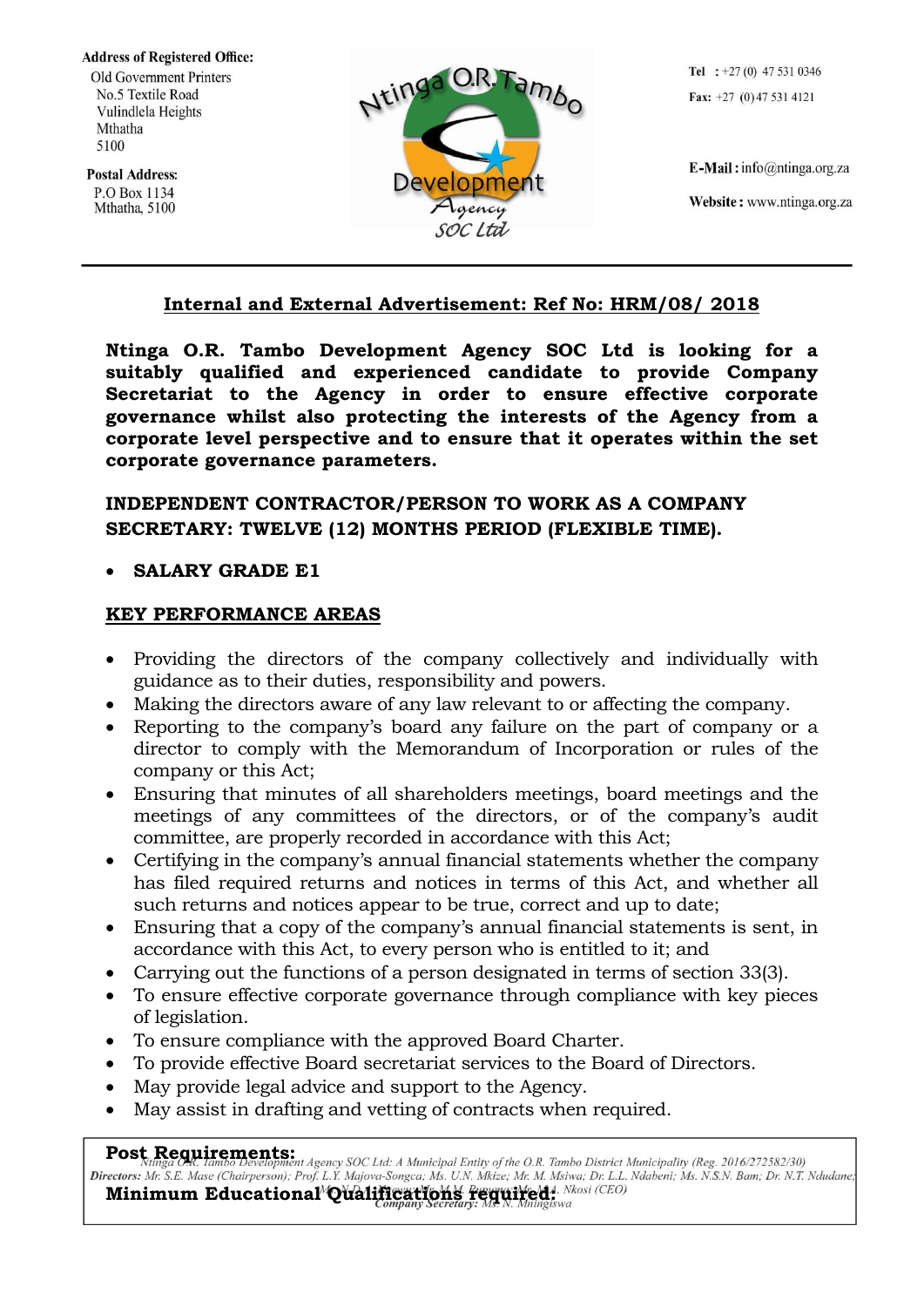**Address of Registered Office:**
Old Government Printers
No.5 Textile Road
Vulindlela Heights
Mthatha
5100

**Postal Address:**
P.O Box 1134
Mthatha, 5100

**Tel** : +27 (0) 47 531 0346
**Fax:** +27 (0) 47 531 4121

**E-Mail:** info@ntinga.org.za
**Website:** www.ntinga.org.za

---

## Internal and External Advertisement: Ref No: HRM/08/ 2018

**Ntinga O.R. Tambo Development Agency SOC Ltd is looking for a suitably qualified and experienced candidate to provide Company Secretariat to the Agency in order to ensure effective corporate governance whilst also protecting the interests of the Agency from a corporate level perspective and to ensure that it operates within the set corporate governance parameters.**

### INDEPENDENT CONTRACTOR/PERSON TO WORK AS A COMPANY SECRETARY: TWELVE (12) MONTHS PERIOD (FLEXIBLE TIME).

- **SALARY GRADE E1**

### KEY PERFORMANCE AREAS

- Providing the directors of the company collectively and individually with guidance as to their duties, responsibility and powers.
- Making the directors aware of any law relevant to or affecting the company.
- Reporting to the company's board any failure on the part of company or a director to comply with the Memorandum of Incorporation or rules of the company or this Act;
- Ensuring that minutes of all shareholders meetings, board meetings and the meetings of any committees of the directors, or of the company's audit committee, are properly recorded in accordance with this Act;
- Certifying in the company's annual financial statements whether the company has filed required returns and notices in terms of this Act, and whether all such returns and notices appear to be true, correct and up to date;
- Ensuring that a copy of the company's annual financial statements is sent, in accordance with this Act, to every person who is entitled to it; and
- Carrying out the functions of a person designated in terms of section 33(3).
- To ensure effective corporate governance through compliance with key pieces of legislation.
- To ensure compliance with the approved Board Charter.
- To provide effective Board secretariat services to the Board of Directors.
- May provide legal advice and support to the Agency.
- May assist in drafting and vetting of contracts when required.

**Post Requirements:**

**Minimum Educational Qualifications required:**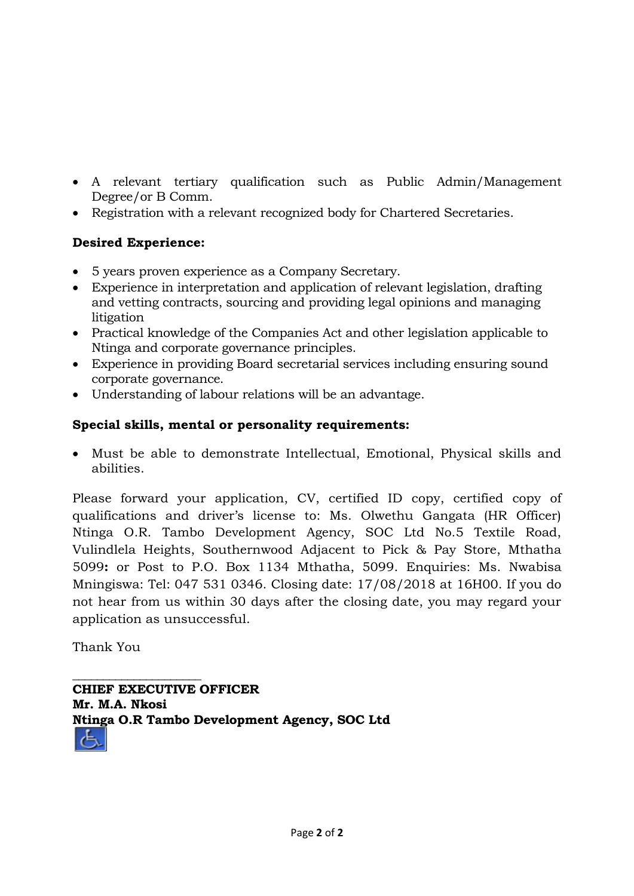- A relevant tertiary qualification such as Public Admin/Management Degree/or B Comm.
- Registration with a relevant recognized body for Chartered Secretaries.

**Desired Experience:**

- 5 years proven experience as a Company Secretary.
- Experience in interpretation and application of relevant legislation, drafting and vetting contracts, sourcing and providing legal opinions and managing litigation
- Practical knowledge of the Companies Act and other legislation applicable to Ntinga and corporate governance principles.
- Experience in providing Board secretarial services including ensuring sound corporate governance.
- Understanding of labour relations will be an advantage.

**Special skills, mental or personality requirements:**

- Must be able to demonstrate Intellectual, Emotional, Physical skills and abilities.

Please forward your application, CV, certified ID copy, certified copy of qualifications and driver's license to: Ms. Olwethu Gangata (HR Officer) Ntinga O.R. Tambo Development Agency, SOC Ltd No.5 Textile Road, Vulindlela Heights, Southernwood Adjacent to Pick & Pay Store, Mthatha 5099**:** or Post to P.O. Box 1134 Mthatha, 5099. Enquiries: Ms. Nwabisa Mningiswa: Tel: 047 531 0346. Closing date: 17/08/2018 at 16H00. If you do not hear from us within 30 days after the closing date, you may regard your application as unsuccessful.

Thank You

\_\_\_\_\_\_\_\_\_\_\_\_\_\_\_\_\_\_\_\_

**CHIEF EXECUTIVE OFFICER**
**Mr. M.A. Nkosi**
**Ntinga O.R Tambo Development Agency, SOC Ltd**